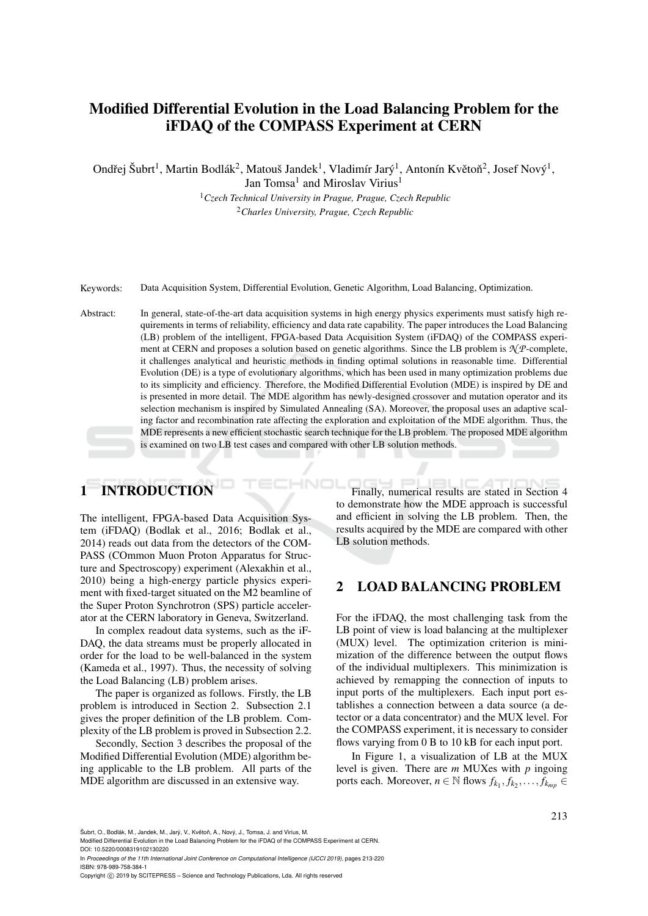# Modified Differential Evolution in the Load Balancing Problem for the iFDAQ of the COMPASS Experiment at CERN

Ondřej Šubrt[1], Martin Bodlák[2], Matouš Jandek[1], Vladimír Jarý[1], Antonín Květoň[2], Josef Nový[1], Jan Tomsa[1] and Miroslav Virius[1]

[1]*Czech Technical University in Prague, Prague, Czech Republic*

[2]*Charles University, Prague, Czech Republic*

Keywords: Data Acquisition System, Differential Evolution, Genetic Algorithm, Load Balancing, Optimization.

Abstract: In general, state-of-the-art data acquisition systems in high energy physics experiments must satisfy high requirements in terms of reliability, efficiency and data rate capability. The paper introduces the Load Balancing (LB) problem of the intelligent, FPGA-based Data Acquisition System (iFDAQ) of the COMPASS experiment at CERN and proposes a solution based on genetic algorithms. Since the LB problem is $\mathcal{NP}$-complete, it challenges analytical and heuristic methods in finding optimal solutions in reasonable time. Differential Evolution (DE) is a type of evolutionary algorithms, which has been used in many optimization problems due to its simplicity and efficiency. Therefore, the Modified Differential Evolution (MDE) is inspired by DE and is presented in more detail. The MDE algorithm has newly-designed crossover and mutation operator and its selection mechanism is inspired by Simulated Annealing (SA). Moreover, the proposal uses an adaptive scaling factor and recombination rate affecting the exploration and exploitation of the MDE algorithm. Thus, the MDE represents a new efficient stochastic search technique for the LB problem. The proposed MDE algorithm is examined on two LB test cases and compared with other LB solution methods.

## 1 INTRODUCTION

The intelligent, FPGA-based Data Acquisition System (iFDAQ) (Bodlak et al., 2016; Bodlak et al., 2014) reads out data from the detectors of the COMPASS (COmmon Muon Proton Apparatus for Structure and Spectroscopy) experiment (Alexakhin et al., 2010) being a high-energy particle physics experiment with fixed-target situated on the M2 beamline of the Super Proton Synchrotron (SPS) particle accelerator at the CERN laboratory in Geneva, Switzerland.

In complex readout data systems, such as the iFDAQ, the data streams must be properly allocated in order for the load to be well-balanced in the system (Kameda et al., 1997). Thus, the necessity of solving the Load Balancing (LB) problem arises.

The paper is organized as follows. Firstly, the LB problem is introduced in Section 2. Subsection 2.1 gives the proper definition of the LB problem. Complexity of the LB problem is proved in Subsection 2.2.

Secondly, Section 3 describes the proposal of the Modified Differential Evolution (MDE) algorithm being applicable to the LB problem. All parts of the MDE algorithm are discussed in an extensive way.

Finally, numerical results are stated in Section 4 to demonstrate how the MDE approach is successful and efficient in solving the LB problem. Then, the results acquired by the MDE are compared with other LB solution methods.

## 2 LOAD BALANCING PROBLEM

For the iFDAQ, the most challenging task from the LB point of view is load balancing at the multiplexer (MUX) level. The optimization criterion is minimization of the difference between the output flows of the individual multiplexers. This minimization is achieved by remapping the connection of inputs to input ports of the multiplexers. Each input port establishes a connection between a data source (a detector or a data concentrator) and the MUX level. For the COMPASS experiment, it is necessary to consider flows varying from 0 B to 10 kB for each input port.

In Figure 1, a visualization of LB at the MUX level is given. There are $m$ MUXes with $p$ ingoing ports each. Moreover, $n \in \mathbb{N}$ flows $f_{k_1}, f_{k_2}, \ldots, f_{k_{mp}} \in$

Šubrt, O., Bodlák, M., Jandek, M., Jarý, V., Květoň, A., Nový, J., Tomsa, J. and Virius, M.
Modified Differential Evolution in the Load Balancing Problem for the iFDAQ of the COMPASS Experiment at CERN.
DOI: 10.5220/0008319102130220
In *Proceedings of the 11th International Joint Conference on Computational Intelligence (IJCCI 2019)*, pages 213-220
ISBN: 978-989-758-384-1
Copyright © 2019 by SCITEPRESS – Science and Technology Publications, Lda. All rights reserved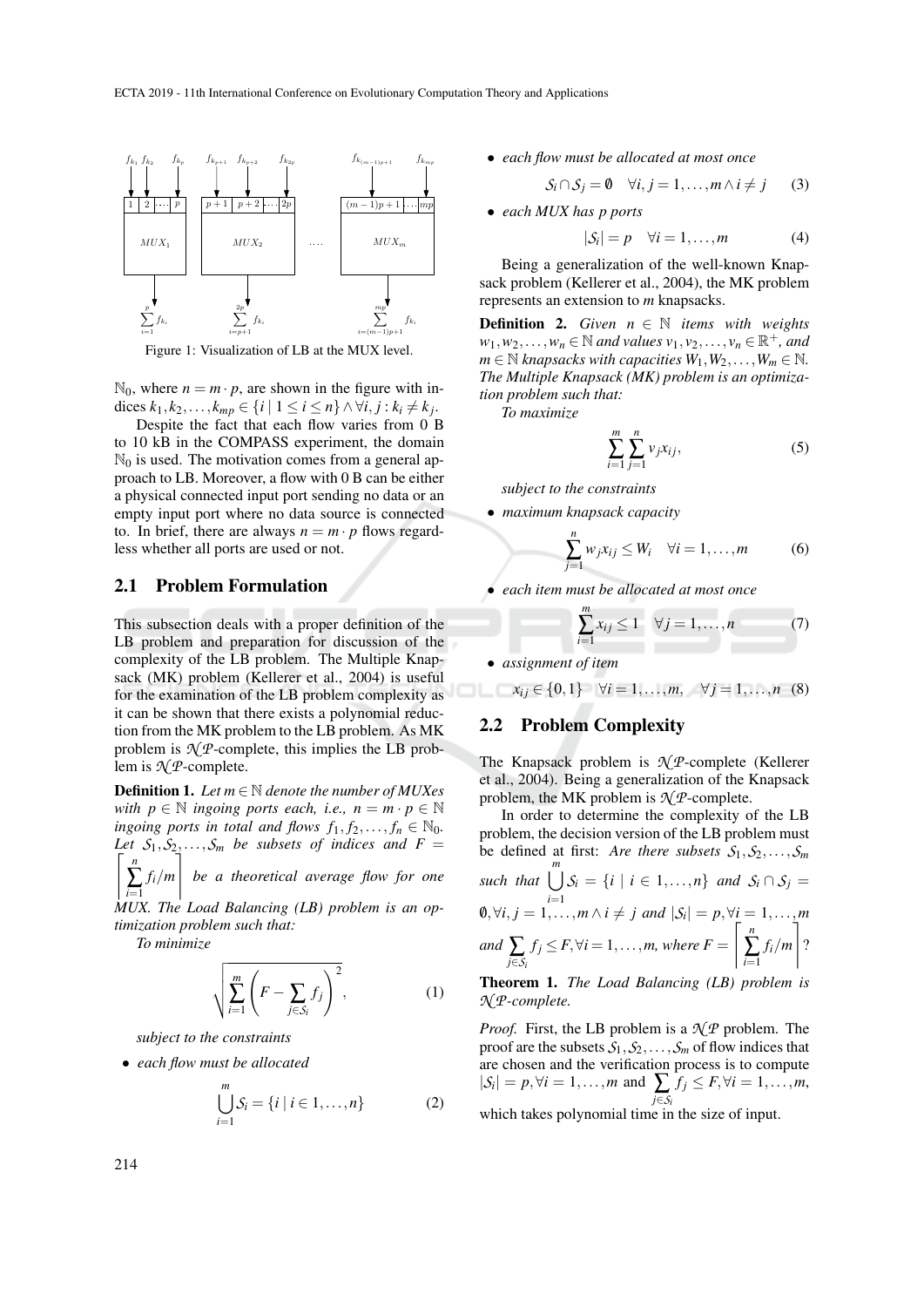Figure 1: Visualization of LB at the MUX level.

$\mathbb{N}_0$, where $n = m \cdot p$, are shown in the figure with indices $k_1, k_2, \ldots, k_{mp} \in \{i \mid 1 \leq i \leq n\} \wedge \forall i, j : k_i \neq k_j$.

Despite the fact that each flow varies from 0 B to 10 kB in the COMPASS experiment, the domain $\mathbb{N}_0$ is used. The motivation comes from a general approach to LB. Moreover, a flow with 0 B can be either a physical connected input port sending no data or an empty input port where no data source is connected to. In brief, there are always $n = m \cdot p$ flows regardless whether all ports are used or not.

## 2.1 Problem Formulation

This subsection deals with a proper definition of the LB problem and preparation for discussion of the complexity of the LB problem. The Multiple Knapsack (MK) problem (Kellerer et al., 2004) is useful for the examination of the LB problem complexity as it can be shown that there exists a polynomial reduction from the MK problem to the LB problem. As MK problem is $\mathcal{NP}$-complete, this implies the LB problem is $\mathcal{NP}$-complete.

**Definition 1.** *Let $m \in \mathbb{N}$ denote the number of MUXes with $p \in \mathbb{N}$ ingoing ports each, i.e., $n = m \cdot p \in \mathbb{N}$ ingoing ports in total and flows $f_1, f_2, \ldots, f_n \in \mathbb{N}_0$. Let $\mathcal{S}_1, \mathcal{S}_2, \ldots, \mathcal{S}_m$ be subsets of indices and $F = \left\lceil \sum_{i=1}^{n} f_i / m \right\rceil$ be a theoretical average flow for one MUX. The Load Balancing (LB) problem is an optimization problem such that:*

*To minimize*

$$\sqrt{\sum_{i=1}^{m} \left( F - \sum_{j \in \mathcal{S}_i} f_j \right)^2}, \tag{1}$$

*subject to the constraints*

- *each flow must be allocated*

$$\bigcup_{i=1}^{m} \mathcal{S}_i = \{i \mid i \in 1, \ldots, n\} \tag{2}$$

- *each flow must be allocated at most once*

$$\mathcal{S}_i \cap \mathcal{S}_j = \emptyset \quad \forall i, j = 1, \ldots, m \wedge i \neq j \tag{3}$$

- *each MUX has p ports*

$$|\mathcal{S}_i| = p \quad \forall i = 1, \ldots, m \tag{4}$$

Being a generalization of the well-known Knapsack problem (Kellerer et al., 2004), the MK problem represents an extension to *m* knapsacks.

**Definition 2.** *Given $n \in \mathbb{N}$ items with weights $w_1, w_2, \ldots, w_n \in \mathbb{N}$ and values $v_1, v_2, \ldots, v_n \in \mathbb{R}^+$, and $m \in \mathbb{N}$ knapsacks with capacities $W_1, W_2, \ldots, W_m \in \mathbb{N}$. The Multiple Knapsack (MK) problem is an optimization problem such that:*

*To maximize*

$$\sum_{i=1}^{m} \sum_{j=1}^{n} v_j x_{ij}, \tag{5}$$

*subject to the constraints*

- *maximum knapsack capacity*

$$\sum_{j=1}^{n} w_j x_{ij} \leq W_i \quad \forall i = 1, \ldots, m \tag{6}$$

- *each item must be allocated at most once*

$$\sum_{i=1}^{m} x_{ij} \leq 1 \quad \forall j = 1, \ldots, n \tag{7}$$

- *assignment of item*

$$x_{ij} \in \{0, 1\} \quad \forall i = 1, \ldots, m, \quad \forall j = 1, \ldots, n \tag{8}$$

## 2.2 Problem Complexity

The Knapsack problem is $\mathcal{NP}$-complete (Kellerer et al., 2004). Being a generalization of the Knapsack problem, the MK problem is $\mathcal{NP}$-complete.

In order to determine the complexity of the LB problem, the decision version of the LB problem must be defined at first: *Are there subsets $\mathcal{S}_1, \mathcal{S}_2, \ldots, \mathcal{S}_m$ such that $\bigcup_{i=1}^{m} \mathcal{S}_i = \{i \mid i \in 1, \ldots, n\}$ and $\mathcal{S}_i \cap \mathcal{S}_j = \emptyset, \forall i, j = 1, \ldots, m \wedge i \neq j$ and $|\mathcal{S}_i| = p, \forall i = 1, \ldots, m$ and $\sum_{j \in \mathcal{S}_i} f_j \leq F, \forall i = 1, \ldots, m$, where $F = \left\lceil \sum_{i=1}^{n} f_i / m \right\rceil$?*

**Theorem 1.** *The Load Balancing (LB) problem is $\mathcal{NP}$-complete.*

*Proof.* First, the LB problem is a $\mathcal{NP}$ problem. The proof are the subsets $\mathcal{S}_1, \mathcal{S}_2, \ldots, \mathcal{S}_m$ of flow indices that are chosen and the verification process is to compute $|\mathcal{S}_i| = p, \forall i = 1, \ldots, m$ and $\sum_{j \in \mathcal{S}_i} f_j \leq F, \forall i = 1, \ldots, m$, which takes polynomial time in the size of input.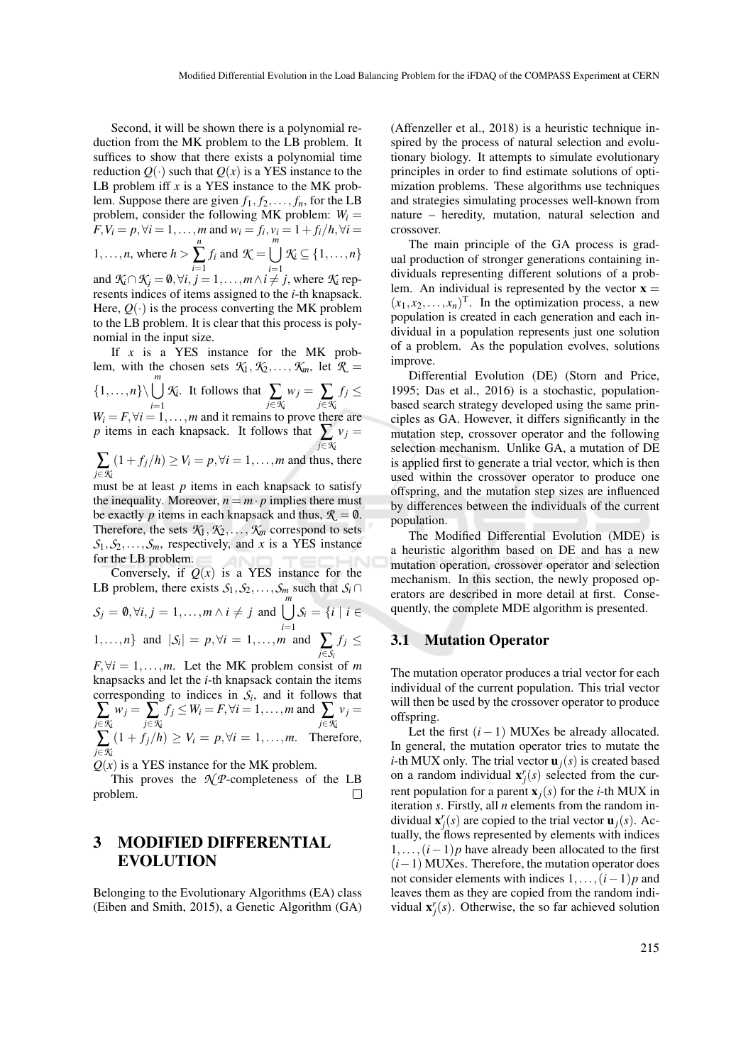Second, it will be shown there is a polynomial reduction from the MK problem to the LB problem. It suffices to show that there exists a polynomial time reduction $Q(\cdot)$ such that $Q(x)$ is a YES instance to the LB problem iff $x$ is a YES instance to the MK problem. Suppose there are given $f_1, f_2, \ldots, f_n$, for the LB problem, consider the following MK problem: $W_i = F, V_i = p, \forall i = 1,\ldots,m$ and $w_i = f_i, v_i = 1 + f_i/h, \forall i = 1,\ldots,n$, where $h > \sum_{i=1}^{n} f_i$ and $\mathcal{K} = \bigcup_{i=1}^{m} \mathcal{K}_i \subseteq \{1,\ldots,n\}$ and $\mathcal{K}_i \cap \mathcal{K}_j = \emptyset, \forall i,j = 1,\ldots,m \wedge i \neq j$, where $\mathcal{K}_i$ represents indices of items assigned to the $i$-th knapsack. Here, $Q(\cdot)$ is the process converting the MK problem to the LB problem. It is clear that this process is polynomial in the input size.

If $x$ is a YES instance for the MK problem, with the chosen sets $\mathcal{K}_1, \mathcal{K}_2, \ldots, \mathcal{K}_m$, let $\mathcal{R} = \{1,\ldots,n\} \setminus \bigcup_{i=1}^{m} \mathcal{K}_i$. It follows that $\sum_{j \in \mathcal{K}_i} w_j = \sum_{j \in \mathcal{K}_i} f_j \leq W_i = F, \forall i = 1,\ldots,m$ and it remains to prove there are $p$ items in each knapsack. It follows that $\sum_{j \in \mathcal{K}_i} v_j = \sum_{j \in \mathcal{K}_i} (1 + f_j/h) \geq V_i = p, \forall i = 1,\ldots,m$ and thus, there must be at least $p$ items in each knapsack to satisfy the inequality. Moreover, $n = m \cdot p$ implies there must be exactly $p$ items in each knapsack and thus, $\mathcal{R} = \emptyset$. Therefore, the sets $\mathcal{K}_1, \mathcal{K}_2, \ldots, \mathcal{K}_m$ correspond to sets $\mathcal{S}_1, \mathcal{S}_2, \ldots, \mathcal{S}_m$, respectively, and $x$ is a YES instance for the LB problem.

Conversely, if $Q(x)$ is a YES instance for the LB problem, there exists $\mathcal{S}_1, \mathcal{S}_2, \ldots, \mathcal{S}_m$ such that $\mathcal{S}_i \cap \mathcal{S}_j = \emptyset, \forall i,j = 1,\ldots,m \wedge i \neq j$ and $\bigcup_{i=1}^{m} \mathcal{S}_i = \{i \mid i \in 1,\ldots,n\}$ and $|\mathcal{S}_i| = p, \forall i = 1,\ldots,m$ and $\sum_{j \in \mathcal{S}_i} f_j \leq F, \forall i = 1,\ldots,m$. Let the MK problem consist of $m$ knapsacks and let the $i$-th knapsack contain the items corresponding to indices in $\mathcal{S}_i$, and it follows that $\sum_{j \in \mathcal{K}_i} w_j = \sum_{j \in \mathcal{K}_i} f_j \leq W_i = F, \forall i = 1,\ldots,m$ and $\sum_{j \in \mathcal{K}_i} v_j = \sum_{j \in \mathcal{K}_i} (1 + f_j/h) \geq V_i = p, \forall i = 1,\ldots,m$. Therefore, $Q(x)$ is a YES instance for the MK problem.

This proves the $\mathcal{NP}$-completeness of the LB problem. □

# 3 MODIFIED DIFFERENTIAL EVOLUTION

Belonging to the Evolutionary Algorithms (EA) class (Eiben and Smith, 2015), a Genetic Algorithm (GA) (Affenzeller et al., 2018) is a heuristic technique inspired by the process of natural selection and evolutionary biology. It attempts to simulate evolutionary principles in order to find estimate solutions of optimization problems. These algorithms use techniques and strategies simulating processes well-known from nature – heredity, mutation, natural selection and crossover.

The main principle of the GA process is gradual production of stronger generations containing individuals representing different solutions of a problem. An individual is represented by the vector $\mathbf{x} = (x_1, x_2, \ldots, x_n)^{\mathrm{T}}$. In the optimization process, a new population is created in each generation and each individual in a population represents just one solution of a problem. As the population evolves, solutions improve.

Differential Evolution (DE) (Storn and Price, 1995; Das et al., 2016) is a stochastic, population-based search strategy developed using the same principles as GA. However, it differs significantly in the mutation step, crossover operator and the following selection mechanism. Unlike GA, a mutation of DE is applied first to generate a trial vector, which is then used within the crossover operator to produce one offspring, and the mutation step sizes are influenced by differences between the individuals of the current population.

The Modified Differential Evolution (MDE) is a heuristic algorithm based on DE and has a new mutation operation, crossover operator and selection mechanism. In this section, the newly proposed operators are described in more detail at first. Consequently, the complete MDE algorithm is presented.

## 3.1 Mutation Operator

The mutation operator produces a trial vector for each individual of the current population. This trial vector will then be used by the crossover operator to produce offspring.

Let the first $(i-1)$ MUXes be already allocated. In general, the mutation operator tries to mutate the $i$-th MUX only. The trial vector $\mathbf{u}_j(s)$ is created based on a random individual $\mathbf{x}_j^r(s)$ selected from the current population for a parent $\mathbf{x}_j(s)$ for the $i$-th MUX in iteration $s$. Firstly, all $n$ elements from the random individual $\mathbf{x}_j^r(s)$ are copied to the trial vector $\mathbf{u}_j(s)$. Actually, the flows represented by elements with indices $1,\ldots,(i-1)p$ have already been allocated to the first $(i-1)$ MUXes. Therefore, the mutation operator does not consider elements with indices $1,\ldots,(i-1)p$ and leaves them as they are copied from the random individual $\mathbf{x}_j^r(s)$. Otherwise, the so far achieved solution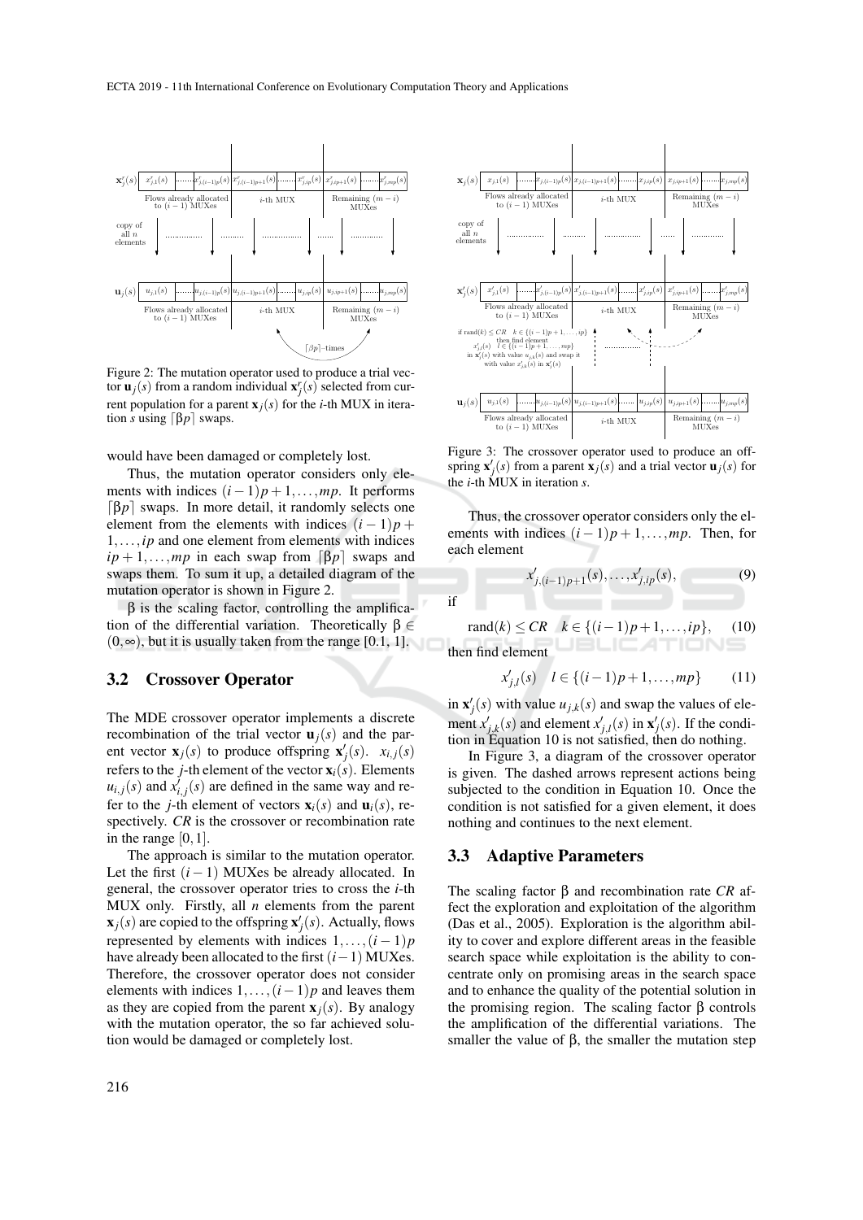Figure 2: The mutation operator used to produce a trial vector $\mathbf{u}_j(s)$ from a random individual $\mathbf{x}_j^r(s)$ selected from current population for a parent $\mathbf{x}_j(s)$ for the $i$-th MUX in iteration $s$ using $\lceil \beta p \rceil$ swaps.

would have been damaged or completely lost.

Thus, the mutation operator considers only elements with indices $(i-1)p+1,\ldots,mp$. It performs $\lceil \beta p \rceil$ swaps. In more detail, it randomly selects one element from the elements with indices $(i-1)p+1,\ldots,ip$ and one element from elements with indices $ip+1,\ldots,mp$ in each swap from $\lceil \beta p \rceil$ swaps and swaps them. To sum it up, a detailed diagram of the mutation operator is shown in Figure 2.

$\beta$ is the scaling factor, controlling the amplification of the differential variation. Theoretically $\beta \in (0,\infty)$, but it is usually taken from the range [0.1, 1].

### 3.2 Crossover Operator

The MDE crossover operator implements a discrete recombination of the trial vector $\mathbf{u}_j(s)$ and the parent vector $\mathbf{x}_j(s)$ to produce offspring $\mathbf{x}'_j(s)$. $x_{i,j}(s)$ refers to the $j$-th element of the vector $\mathbf{x}_i(s)$. Elements $u_{i,j}(s)$ and $x'_{i,j}(s)$ are defined in the same way and refer to the $j$-th element of vectors $\mathbf{x}_i(s)$ and $\mathbf{u}_i(s)$, respectively. $CR$ is the crossover or recombination rate in the range $[0,1]$.

The approach is similar to the mutation operator. Let the first $(i-1)$ MUXes be already allocated. In general, the crossover operator tries to cross the $i$-th MUX only. Firstly, all $n$ elements from the parent $\mathbf{x}_j(s)$ are copied to the offspring $\mathbf{x}'_j(s)$. Actually, flows represented by elements with indices $1,\ldots,(i-1)p$ have already been allocated to the first $(i-1)$ MUXes. Therefore, the crossover operator does not consider elements with indices $1,\ldots,(i-1)p$ and leaves them as they are copied from the parent $\mathbf{x}_j(s)$. By analogy with the mutation operator, the so far achieved solution would be damaged or completely lost.

Figure 3: The crossover operator used to produce an offspring $\mathbf{x}'_j(s)$ from a parent $\mathbf{x}_j(s)$ and a trial vector $\mathbf{u}_j(s)$ for the $i$-th MUX in iteration $s$.

Thus, the crossover operator considers only the elements with indices $(i-1)p+1,\ldots,mp$. Then, for each element

$$x'_{j,(i-1)p+1}(s),\ldots,x'_{j,ip}(s), \tag{9}$$

if

$$\text{rand}(k) \leq CR \quad k \in \{(i-1)p+1,\ldots,ip\}, \tag{10}$$

then find element

$$x'_{j,l}(s) \quad l \in \{(i-1)p+1,\ldots,mp\} \tag{11}$$

in $\mathbf{x}'_j(s)$ with value $u_{j,k}(s)$ and swap the values of element $x'_{j,k}(s)$ and element $x'_{j,l}(s)$ in $\mathbf{x}'_j(s)$. If the condition in Equation 10 is not satisfied, then do nothing.

In Figure 3, a diagram of the crossover operator is given. The dashed arrows represent actions being subjected to the condition in Equation 10. Once the condition is not satisfied for a given element, it does nothing and continues to the next element.

### 3.3 Adaptive Parameters

The scaling factor $\beta$ and recombination rate $CR$ affect the exploration and exploitation of the algorithm (Das et al., 2005). Exploration is the algorithm ability to cover and explore different areas in the feasible search space while exploitation is the ability to concentrate only on promising areas in the search space and to enhance the quality of the potential solution in the promising region. The scaling factor $\beta$ controls the amplification of the differential variations. The smaller the value of $\beta$, the smaller the mutation step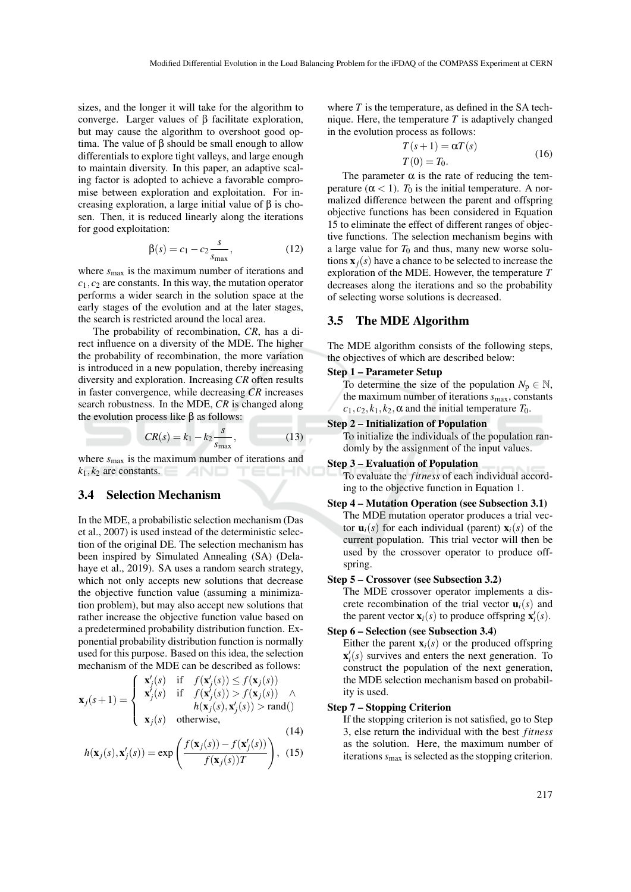sizes, and the longer it will take for the algorithm to converge. Larger values of $\beta$ facilitate exploration, but may cause the algorithm to overshoot good optima. The value of $\beta$ should be small enough to allow differentials to explore tight valleys, and large enough to maintain diversity. In this paper, an adaptive scaling factor is adopted to achieve a favorable compromise between exploration and exploitation. For increasing exploration, a large initial value of $\beta$ is chosen. Then, it is reduced linearly along the iterations for good exploitation:

$$\beta(s) = c_1 - c_2 \frac{s}{s_{\max}}, \tag{12}$$

where $s_{\max}$ is the maximum number of iterations and $c_1, c_2$ are constants. In this way, the mutation operator performs a wider search in the solution space at the early stages of the evolution and at the later stages, the search is restricted around the local area.

The probability of recombination, *CR*, has a direct influence on a diversity of the MDE. The higher the probability of recombination, the more variation is introduced in a new population, thereby increasing diversity and exploration. Increasing *CR* often results in faster convergence, while decreasing *CR* increases search robustness. In the MDE, *CR* is changed along the evolution process like $\beta$ as follows:

$$CR(s) = k_1 - k_2 \frac{s}{s_{\max}}, \tag{13}$$

where $s_{\max}$ is the maximum number of iterations and $k_1, k_2$ are constants.

### 3.4 Selection Mechanism

In the MDE, a probabilistic selection mechanism (Das et al., 2007) is used instead of the deterministic selection of the original DE. The selection mechanism has been inspired by Simulated Annealing (SA) (Delahaye et al., 2019). SA uses a random search strategy, which not only accepts new solutions that decrease the objective function value (assuming a minimization problem), but may also accept new solutions that rather increase the objective function value based on a predetermined probability distribution function. Exponential probability distribution function is normally used for this purpose. Based on this idea, the selection mechanism of the MDE can be described as follows:

$$\mathbf{x}_j(s+1) = \begin{cases} \mathbf{x}'_j(s) & \text{if} \quad f(\mathbf{x}'_j(s)) \leq f(\mathbf{x}_j(s)) \\ \mathbf{x}'_j(s) & \text{if} \quad f(\mathbf{x}'_j(s)) > f(\mathbf{x}_j(s)) \quad \wedge \\ & \qquad h(\mathbf{x}_j(s), \mathbf{x}'_j(s)) > \text{rand}() \\ \mathbf{x}_j(s) & \text{otherwise,} \end{cases} \tag{14}$$

$$h(\mathbf{x}_j(s), \mathbf{x}'_j(s)) = \exp\left(\frac{f(\mathbf{x}_j(s)) - f(\mathbf{x}'_j(s))}{f(\mathbf{x}_j(s))T}\right), \tag{15}$$

where $T$ is the temperature, as defined in the SA technique. Here, the temperature $T$ is adaptively changed in the evolution process as follows:

$$\begin{aligned} T(s+1) &= \alpha T(s) \\ T(0) &= T_0. \end{aligned} \tag{16}$$

The parameter $\alpha$ is the rate of reducing the temperature ($\alpha < 1$). $T_0$ is the initial temperature. A normalized difference between the parent and offspring objective functions has been considered in Equation 15 to eliminate the effect of different ranges of objective functions. The selection mechanism begins with a large value for $T_0$ and thus, many new worse solutions $\mathbf{x}_j(s)$ have a chance to be selected to increase the exploration of the MDE. However, the temperature $T$ decreases along the iterations and so the probability of selecting worse solutions is decreased.

### 3.5 The MDE Algorithm

The MDE algorithm consists of the following steps, the objectives of which are described below:

**Step 1 – Parameter Setup**
To determine the size of the population $N_p \in \mathbb{N}$, the maximum number of iterations $s_{\max}$, constants $c_1, c_2, k_1, k_2, \alpha$ and the initial temperature $T_0$.

**Step 2 – Initialization of Population**
To initialize the individuals of the population randomly by the assignment of the input values.

**Step 3 – Evaluation of Population**
To evaluate the *fitness* of each individual according to the objective function in Equation 1.

**Step 4 – Mutation Operation (see Subsection 3.1)**
The MDE mutation operator produces a trial vector $\mathbf{u}_i(s)$ for each individual (parent) $\mathbf{x}_i(s)$ of the current population. This trial vector will then be used by the crossover operator to produce offspring.

**Step 5 – Crossover (see Subsection 3.2)**
The MDE crossover operator implements a discrete recombination of the trial vector $\mathbf{u}_i(s)$ and the parent vector $\mathbf{x}_i(s)$ to produce offspring $\mathbf{x}'_i(s)$.

**Step 6 – Selection (see Subsection 3.4)**
Either the parent $\mathbf{x}_i(s)$ or the produced offspring $\mathbf{x}'_i(s)$ survives and enters the next generation. To construct the population of the next generation, the MDE selection mechanism based on probability is used.

**Step 7 – Stopping Criterion**
If the stopping criterion is not satisfied, go to Step 3, else return the individual with the best *fitness* as the solution. Here, the maximum number of iterations $s_{\max}$ is selected as the stopping criterion.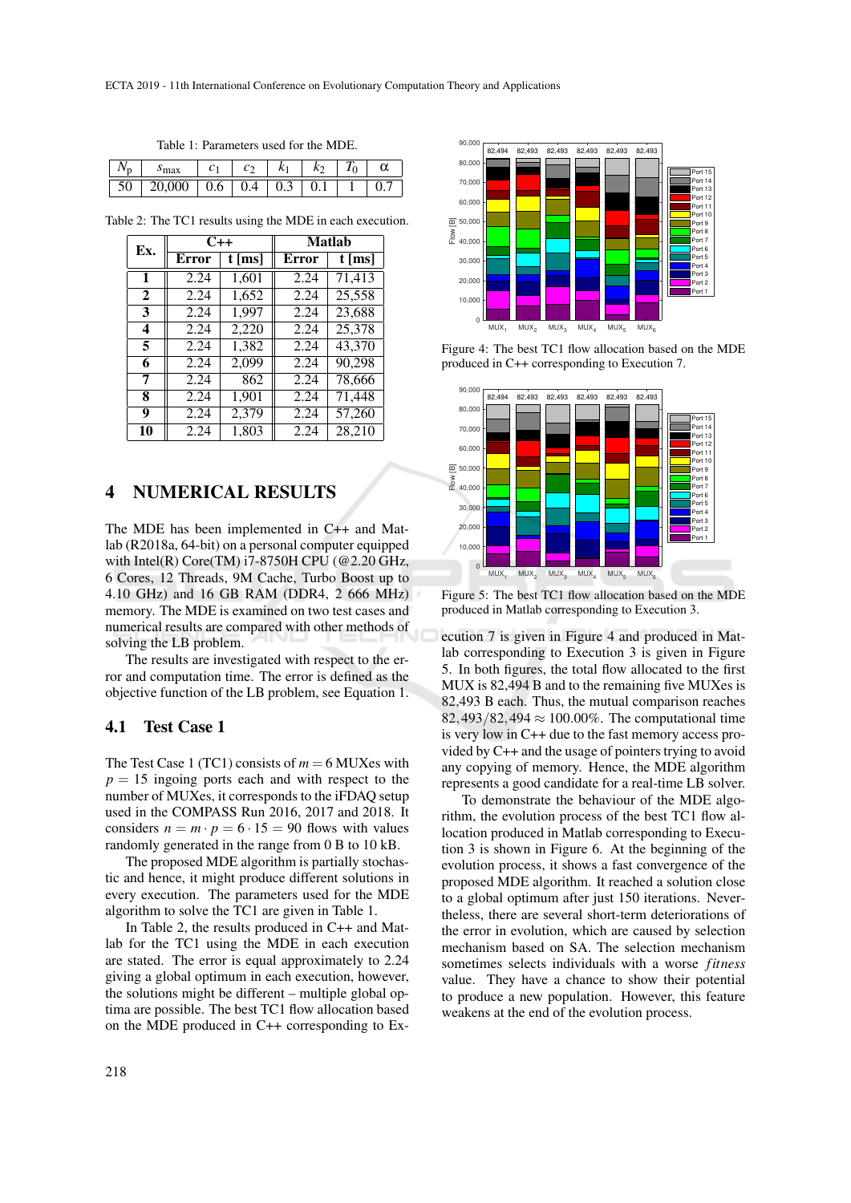Table 1: Parameters used for the MDE.

| $N_p$ | $s_{max}$ | $c_1$ | $c_2$ | $k_1$ | $k_2$ | $T_0$ | $\alpha$ |
|---|---|---|---|---|---|---|---|
| 50 | 20,000 | 0.6 | 0.4 | 0.3 | 0.1 | 1 | 0.7 |

Table 2: The TC1 results using the MDE in each execution.

| Ex. | C++ | | Matlab | |
|---|---|---|---|---|
| | Error | t [ms] | Error | t [ms] |
| 1 | 2.24 | 1,601 | 2.24 | 71,413 |
| 2 | 2.24 | 1,652 | 2.24 | 25,558 |
| 3 | 2.24 | 1,997 | 2.24 | 23,688 |
| 4 | 2.24 | 2,220 | 2.24 | 25,378 |
| 5 | 2.24 | 1,382 | 2.24 | 43,370 |
| 6 | 2.24 | 2,099 | 2.24 | 90,298 |
| 7 | 2.24 | 862 | 2.24 | 78,666 |
| 8 | 2.24 | 1,901 | 2.24 | 71,448 |
| 9 | 2.24 | 2,379 | 2.24 | 57,260 |
| 10 | 2.24 | 1,803 | 2.24 | 28,210 |

## 4 NUMERICAL RESULTS

The MDE has been implemented in C++ and Matlab (R2018a, 64-bit) on a personal computer equipped with Intel(R) Core(TM) i7-8750H CPU (@2.20 GHz, 6 Cores, 12 Threads, 9M Cache, Turbo Boost up to 4.10 GHz) and 16 GB RAM (DDR4, 2 666 MHz) memory. The MDE is examined on two test cases and numerical results are compared with other methods of solving the LB problem.

The results are investigated with respect to the error and computation time. The error is defined as the objective function of the LB problem, see Equation 1.

### 4.1 Test Case 1

The Test Case 1 (TC1) consists of $m = 6$ MUXes with $p = 15$ ingoing ports each and with respect to the number of MUXes, it corresponds to the iFDAQ setup used in the COMPASS Run 2016, 2017 and 2018. It considers $n = m \cdot p = 6 \cdot 15 = 90$ flows with values randomly generated in the range from 0 B to 10 kB.

The proposed MDE algorithm is partially stochastic and hence, it might produce different solutions in every execution. The parameters used for the MDE algorithm to solve the TC1 are given in Table 1.

In Table 2, the results produced in C++ and Matlab for the TC1 using the MDE in each execution are stated. The error is equal approximately to 2.24 giving a global optimum in each execution, however, the solutions might be different – multiple global optima are possible. The best TC1 flow allocation based on the MDE produced in C++ corresponding to Execution 7 is given in Figure 4 and produced in Matlab corresponding to Execution 3 is given in Figure 5. In both figures, the total flow allocated to the first MUX is 82,494 B and to the remaining five MUXes is 82,493 B each. Thus, the mutual comparison reaches $82,493/82,494 \approx 100.00\%$. The computational time is very low in C++ due to the fast memory access provided by C++ and the usage of pointers trying to avoid any copying of memory. Hence, the MDE algorithm represents a good candidate for a real-time LB solver.

Figure 4: The best TC1 flow allocation based on the MDE produced in C++ corresponding to Execution 7.

Figure 5: The best TC1 flow allocation based on the MDE produced in Matlab corresponding to Execution 3.

To demonstrate the behaviour of the MDE algorithm, the evolution process of the best TC1 flow allocation produced in Matlab corresponding to Execution 3 is shown in Figure 6. At the beginning of the evolution process, it shows a fast convergence of the proposed MDE algorithm. It reached a solution close to a global optimum after just 150 iterations. Nevertheless, there are several short-term deteriorations of the error in evolution, which are caused by selection mechanism based on SA. The selection mechanism sometimes selects individuals with a worse *fitness* value. They have a chance to show their potential to produce a new population. However, this feature weakens at the end of the evolution process.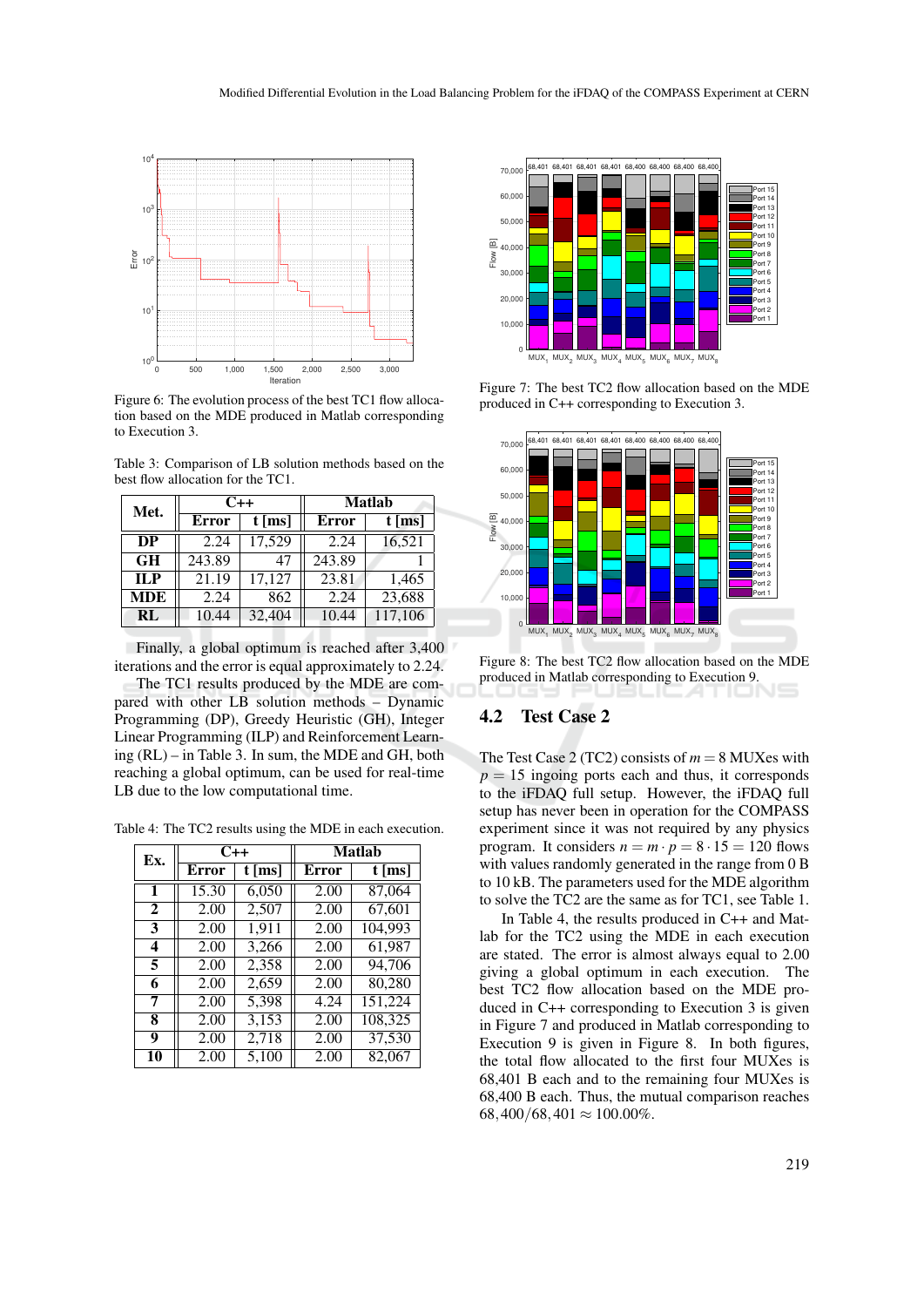Figure 6: The evolution process of the best TC1 flow allocation based on the MDE produced in Matlab corresponding to Execution 3.

Table 3: Comparison of LB solution methods based on the best flow allocation for the TC1.

| Met. | C++ | | Matlab | |
|---|---|---|---|---|
| | Error | t [ms] | Error | t [ms] |
| **DP** | 2.24 | 17,529 | 2.24 | 16,521 |
| **GH** | 243.89 | 47 | 243.89 | 1 |
| **ILP** | 21.19 | 17,127 | 23.81 | 1,465 |
| **MDE** | 2.24 | 862 | 2.24 | 23,688 |
| **RL** | 10.44 | 32,404 | 10.44 | 117,106 |

Finally, a global optimum is reached after 3,400 iterations and the error is equal approximately to 2.24.

The TC1 results produced by the MDE are compared with other LB solution methods – Dynamic Programming (DP), Greedy Heuristic (GH), Integer Linear Programming (ILP) and Reinforcement Learning (RL) – in Table 3. In sum, the MDE and GH, both reaching a global optimum, can be used for real-time LB due to the low computational time.

Table 4: The TC2 results using the MDE in each execution.

| Ex. | C++ | | Matlab | |
|---|---|---|---|---|
| | Error | t [ms] | Error | t [ms] |
| **1** | 15.30 | 6,050 | 2.00 | 87,064 |
| **2** | 2.00 | 2,507 | 2.00 | 67,601 |
| **3** | 2.00 | 1,911 | 2.00 | 104,993 |
| **4** | 2.00 | 3,266 | 2.00 | 61,987 |
| **5** | 2.00 | 2,358 | 2.00 | 94,706 |
| **6** | 2.00 | 2,659 | 2.00 | 80,280 |
| **7** | 2.00 | 5,398 | 4.24 | 151,224 |
| **8** | 2.00 | 3,153 | 2.00 | 108,325 |
| **9** | 2.00 | 2,718 | 2.00 | 37,530 |
| **10** | 2.00 | 5,100 | 2.00 | 82,067 |

Figure 7: The best TC2 flow allocation based on the MDE produced in C++ corresponding to Execution 3.

Figure 8: The best TC2 flow allocation based on the MDE produced in Matlab corresponding to Execution 9.

## 4.2 Test Case 2

The Test Case 2 (TC2) consists of $m = 8$ MUXes with $p = 15$ ingoing ports each and thus, it corresponds to the iFDAQ full setup. However, the iFDAQ full setup has never been in operation for the COMPASS experiment since it was not required by any physics program. It considers $n = m \cdot p = 8 \cdot 15 = 120$ flows with values randomly generated in the range from 0 B to 10 kB. The parameters used for the MDE algorithm to solve the TC2 are the same as for TC1, see Table 1.

In Table 4, the results produced in C++ and Matlab for the TC2 using the MDE in each execution are stated. The error is almost always equal to 2.00 giving a global optimum in each execution. The best TC2 flow allocation based on the MDE produced in C++ corresponding to Execution 3 is given in Figure 7 and produced in Matlab corresponding to Execution 9 is given in Figure 8. In both figures, the total flow allocated to the first four MUXes is 68,401 B each and to the remaining four MUXes is 68,400 B each. Thus, the mutual comparison reaches $68,400/68,401 \approx 100.00\%$.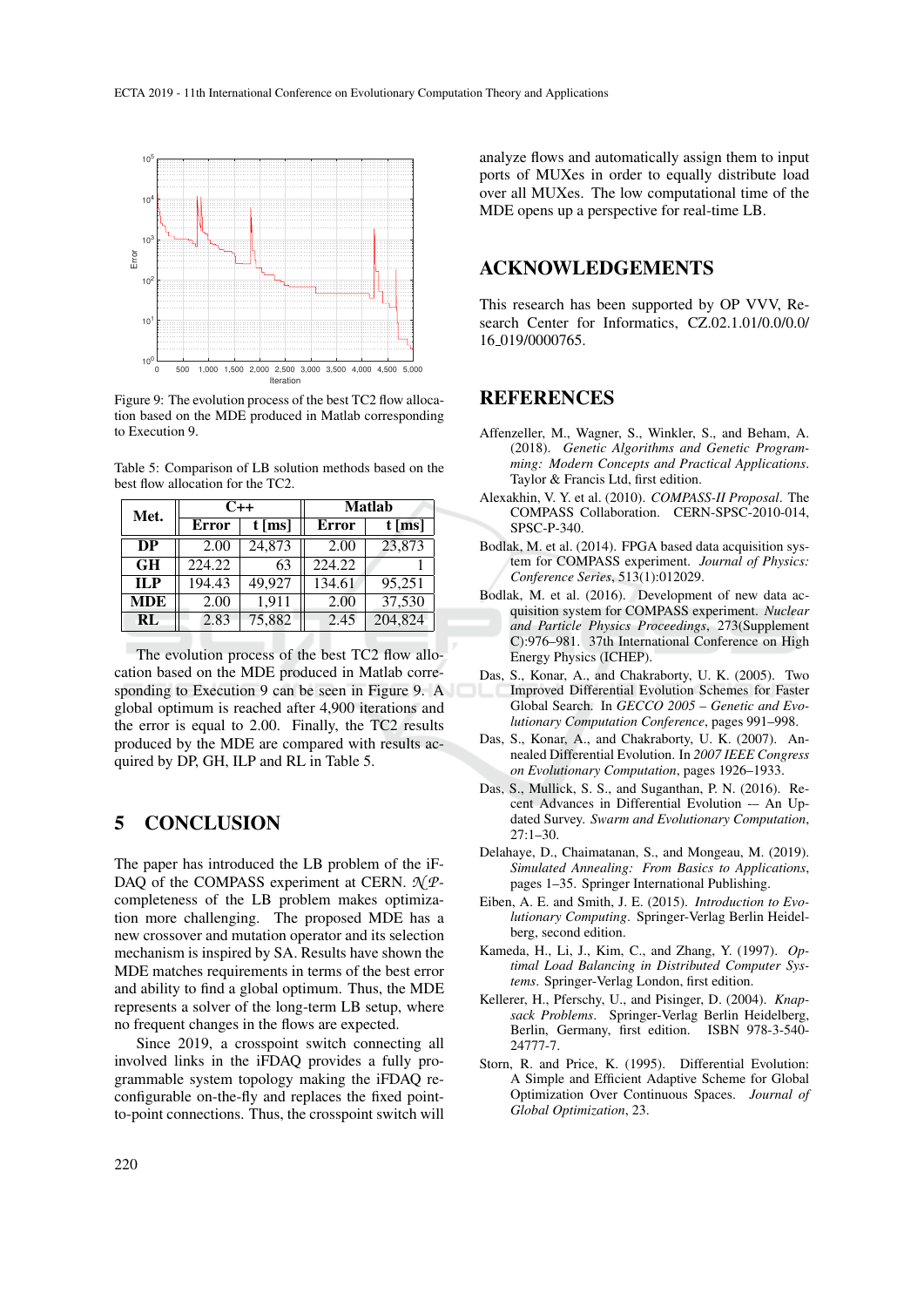$10^5$
$10^4$
$10^3$
$10^2$
$10^1$
$10^0$
Error
0 500 1,000 1,500 2,000 2,500 3,000 3,500 4,000 4,500 5,000
Iteration

Figure 9: The evolution process of the best TC2 flow allocation based on the MDE produced in Matlab corresponding to Execution 9.

Table 5: Comparison of LB solution methods based on the best flow allocation for the TC2.

| Met. | C++ | | Matlab | |
|---|---|---|---|---|
| | Error | t [ms] | Error | t [ms] |
| **DP** | 2.00 | 24,873 | 2.00 | 23,873 |
| **GH** | 224.22 | 63 | 224.22 | 1 |
| **ILP** | 194.43 | 49,927 | 134.61 | 95,251 |
| **MDE** | 2.00 | 1,911 | 2.00 | 37,530 |
| **RL** | 2.83 | 75,882 | 2.45 | 204,824 |

The evolution process of the best TC2 flow allocation based on the MDE produced in Matlab corresponding to Execution 9 can be seen in Figure 9. A global optimum is reached after 4,900 iterations and the error is equal to 2.00. Finally, the TC2 results produced by the MDE are compared with results acquired by DP, GH, ILP and RL in Table 5.

# 5 CONCLUSION

The paper has introduced the LB problem of the iFDAQ of the COMPASS experiment at CERN. $\mathcal{NP}$-completeness of the LB problem makes optimization more challenging. The proposed MDE has a new crossover and mutation operator and its selection mechanism is inspired by SA. Results have shown the MDE matches requirements in terms of the best error and ability to find a global optimum. Thus, the MDE represents a solver of the long-term LB setup, where no frequent changes in the flows are expected.

Since 2019, a crosspoint switch connecting all involved links in the iFDAQ provides a fully programmable system topology making the iFDAQ reconfigurable on-the-fly and replaces the fixed point-to-point connections. Thus, the crosspoint switch will analyze flows and automatically assign them to input ports of MUXes in order to equally distribute load over all MUXes. The low computational time of the MDE opens up a perspective for real-time LB.

# ACKNOWLEDGEMENTS

This research has been supported by OP VVV, Research Center for Informatics, CZ.02.1.01/0.0/0.0/16_019/0000765.

# REFERENCES

Affenzeller, M., Wagner, S., Winkler, S., and Beham, A. (2018). *Genetic Algorithms and Genetic Programming: Modern Concepts and Practical Applications*. Taylor & Francis Ltd, first edition.

Alexakhin, V. Y. et al. (2010). *COMPASS-II Proposal*. The COMPASS Collaboration. CERN-SPSC-2010-014, SPSC-P-340.

Bodlak, M. et al. (2014). FPGA based data acquisition system for COMPASS experiment. *Journal of Physics: Conference Series*, 513(1):012029.

Bodlak, M. et al. (2016). Development of new data acquisition system for COMPASS experiment. *Nuclear and Particle Physics Proceedings*, 273(Supplement C):976–981. 37th International Conference on High Energy Physics (ICHEP).

Das, S., Konar, A., and Chakraborty, U. K. (2005). Two Improved Differential Evolution Schemes for Faster Global Search. In *GECCO 2005 – Genetic and Evolutionary Computation Conference*, pages 991–998.

Das, S., Konar, A., and Chakraborty, U. K. (2007). Annealed Differential Evolution. In *2007 IEEE Congress on Evolutionary Computation*, pages 1926–1933.

Das, S., Mullick, S. S., and Suganthan, P. N. (2016). Recent Advances in Differential Evolution –- An Updated Survey. *Swarm and Evolutionary Computation*, 27:1–30.

Delahaye, D., Chaimatanan, S., and Mongeau, M. (2019). *Simulated Annealing: From Basics to Applications*, pages 1–35. Springer International Publishing.

Eiben, A. E. and Smith, J. E. (2015). *Introduction to Evolutionary Computing*. Springer-Verlag Berlin Heidelberg, second edition.

Kameda, H., Li, J., Kim, C., and Zhang, Y. (1997). *Optimal Load Balancing in Distributed Computer Systems*. Springer-Verlag London, first edition.

Kellerer, H., Pferschy, U., and Pisinger, D. (2004). *Knapsack Problems*. Springer-Verlag Berlin Heidelberg, Berlin, Germany, first edition. ISBN 978-3-540-24777-7.

Storn, R. and Price, K. (1995). Differential Evolution: A Simple and Efficient Adaptive Scheme for Global Optimization Over Continuous Spaces. *Journal of Global Optimization*, 23.